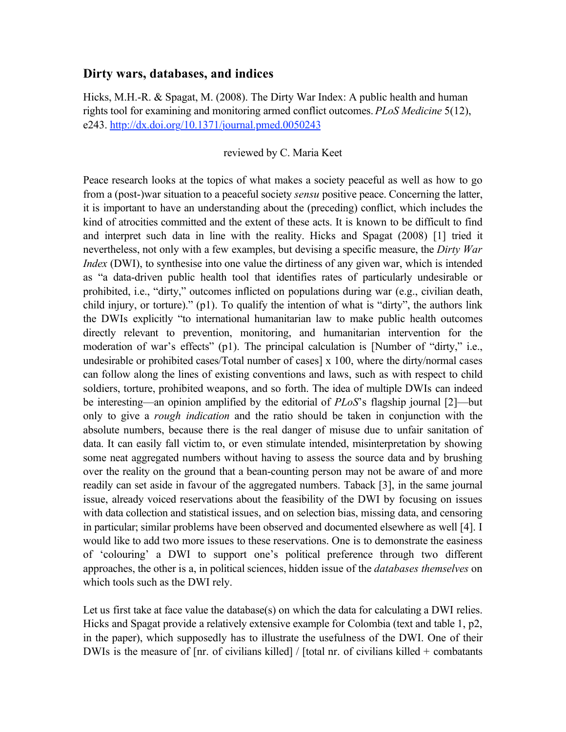## Dirty wars, databases, and indices

Hicks, M.H.-R. & Spagat, M. (2008). The Dirty War Index: A public health and human rights tool for examining and monitoring armed conflict outcomes. *PLoS Medicine* 5(12), e243. http://dx.doi.org/10.1371/journal.pmed.0050243

reviewed by C. Maria Keet

Peace research looks at the topics of what makes a society peaceful as well as how to go from a (post-)war situation to a peaceful society *sensu* positive peace. Concerning the latter, it is important to have an understanding about the (preceding) conflict, which includes the kind of atrocities committed and the extent of these acts. It is known to be difficult to find and interpret such data in line with the reality. Hicks and Spagat (2008) [1] tried it nevertheless, not only with a few examples, but devising a specific measure, the *Dirty War Index* (DWI), to synthesise into one value the dirtiness of any given war, which is intended as "a data-driven public health tool that identifies rates of particularly undesirable or prohibited, i.e., "dirty," outcomes inflicted on populations during war (e.g., civilian death, child injury, or torture)." (p1). To qualify the intention of what is "dirty", the authors link the DWIs explicitly "to international humanitarian law to make public health outcomes directly relevant to prevention, monitoring, and humanitarian intervention for the moderation of war's effects" (p1). The principal calculation is [Number of "dirty," i.e., undesirable or prohibited cases/Total number of cases] x 100, where the dirty/normal cases can follow along the lines of existing conventions and laws, such as with respect to child soldiers, torture, prohibited weapons, and so forth. The idea of multiple DWIs can indeed be interesting—an opinion amplified by the editorial of *PLoS*'s flagship journal [2]—but only to give a *rough indication* and the ratio should be taken in conjunction with the absolute numbers, because there is the real danger of misuse due to unfair sanitation of data. It can easily fall victim to, or even stimulate intended, misinterpretation by showing some neat aggregated numbers without having to assess the source data and by brushing over the reality on the ground that a bean-counting person may not be aware of and more readily can set aside in favour of the aggregated numbers. Taback [3], in the same journal issue, already voiced reservations about the feasibility of the DWI by focusing on issues with data collection and statistical issues, and on selection bias, missing data, and censoring in particular; similar problems have been observed and documented elsewhere as well [4]. I would like to add two more issues to these reservations. One is to demonstrate the easiness of 'colouring' a DWI to support one's political preference through two different approaches, the other is a, in political sciences, hidden issue of the *databases themselves* on which tools such as the DWI rely.

Let us first take at face value the database(s) on which the data for calculating a DWI relies. Hicks and Spagat provide a relatively extensive example for Colombia (text and table 1, p2, in the paper), which supposedly has to illustrate the usefulness of the DWI. One of their DWIs is the measure of [nr. of civilians killed] / [total nr. of civilians killed + combatants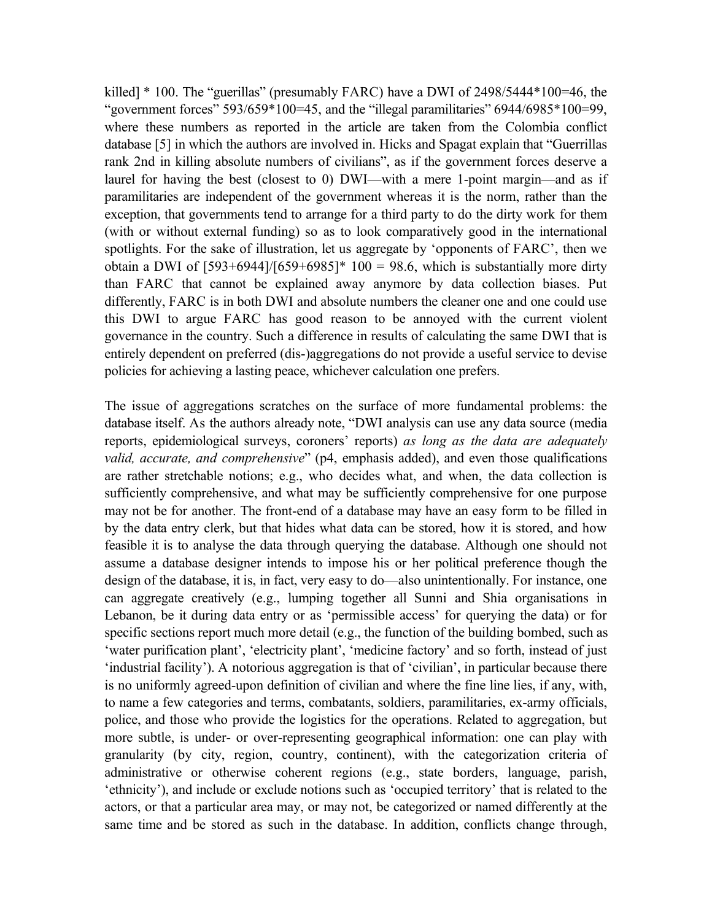killed] * 100. The “guerillas” (presumably FARC) have a DWI of 2498/5444*100=46, the “government forces” 593/659*100=45, and the “illegal paramilitaries” 6944/6985*100=99, where these numbers as reported in the article are taken from the Colombia conflict database [5] in which the authors are involved in. Hicks and Spagat explain that “Guerrillas rank 2nd in killing absolute numbers of civilians”, as if the government forces deserve a laurel for having the best (closest to 0) DWI—with a mere 1-point margin—and as if paramilitaries are independent of the government whereas it is the norm, rather than the exception, that governments tend to arrange for a third party to do the dirty work for them (with or without external funding) so as to look comparatively good in the international spotlights. For the sake of illustration, let us aggregate by ‘opponents of FARC’, then we obtain a DWI of [593+6944]/[659+6985]* 100 = 98.6, which is substantially more dirty than FARC that cannot be explained away anymore by data collection biases. Put differently, FARC is in both DWI and absolute numbers the cleaner one and one could use this DWI to argue FARC has good reason to be annoyed with the current violent governance in the country. Such a difference in results of calculating the same DWI that is entirely dependent on preferred (dis-)aggregations do not provide a useful service to devise policies for achieving a lasting peace, whichever calculation one prefers.

The issue of aggregations scratches on the surface of more fundamental problems: the database itself. As the authors already note, “DWI analysis can use any data source (media reports, epidemiological surveys, coroners’ reports) *as long as the data are adequately valid, accurate, and comprehensive*” (p4, emphasis added), and even those qualifications are rather stretchable notions; e.g., who decides what, and when, the data collection is sufficiently comprehensive, and what may be sufficiently comprehensive for one purpose may not be for another. The front-end of a database may have an easy form to be filled in by the data entry clerk, but that hides what data can be stored, how it is stored, and how feasible it is to analyse the data through querying the database. Although one should not assume a database designer intends to impose his or her political preference though the design of the database, it is, in fact, very easy to do—also unintentionally. For instance, one can aggregate creatively (e.g., lumping together all Sunni and Shia organisations in Lebanon, be it during data entry or as ‘permissible access’ for querying the data) or for specific sections report much more detail (e.g., the function of the building bombed, such as ‘water purification plant’, ‘electricity plant’, ‘medicine factory’ and so forth, instead of just ‘industrial facility’). A notorious aggregation is that of ‘civilian’, in particular because there is no uniformly agreed-upon definition of civilian and where the fine line lies, if any, with, to name a few categories and terms, combatants, soldiers, paramilitaries, ex-army officials, police, and those who provide the logistics for the operations. Related to aggregation, but more subtle, is under- or over-representing geographical information: one can play with granularity (by city, region, country, continent), with the categorization criteria of administrative or otherwise coherent regions (e.g., state borders, language, parish, ‘ethnicity’), and include or exclude notions such as ‘occupied territory’ that is related to the actors, or that a particular area may, or may not, be categorized or named differently at the same time and be stored as such in the database. In addition, conflicts change through,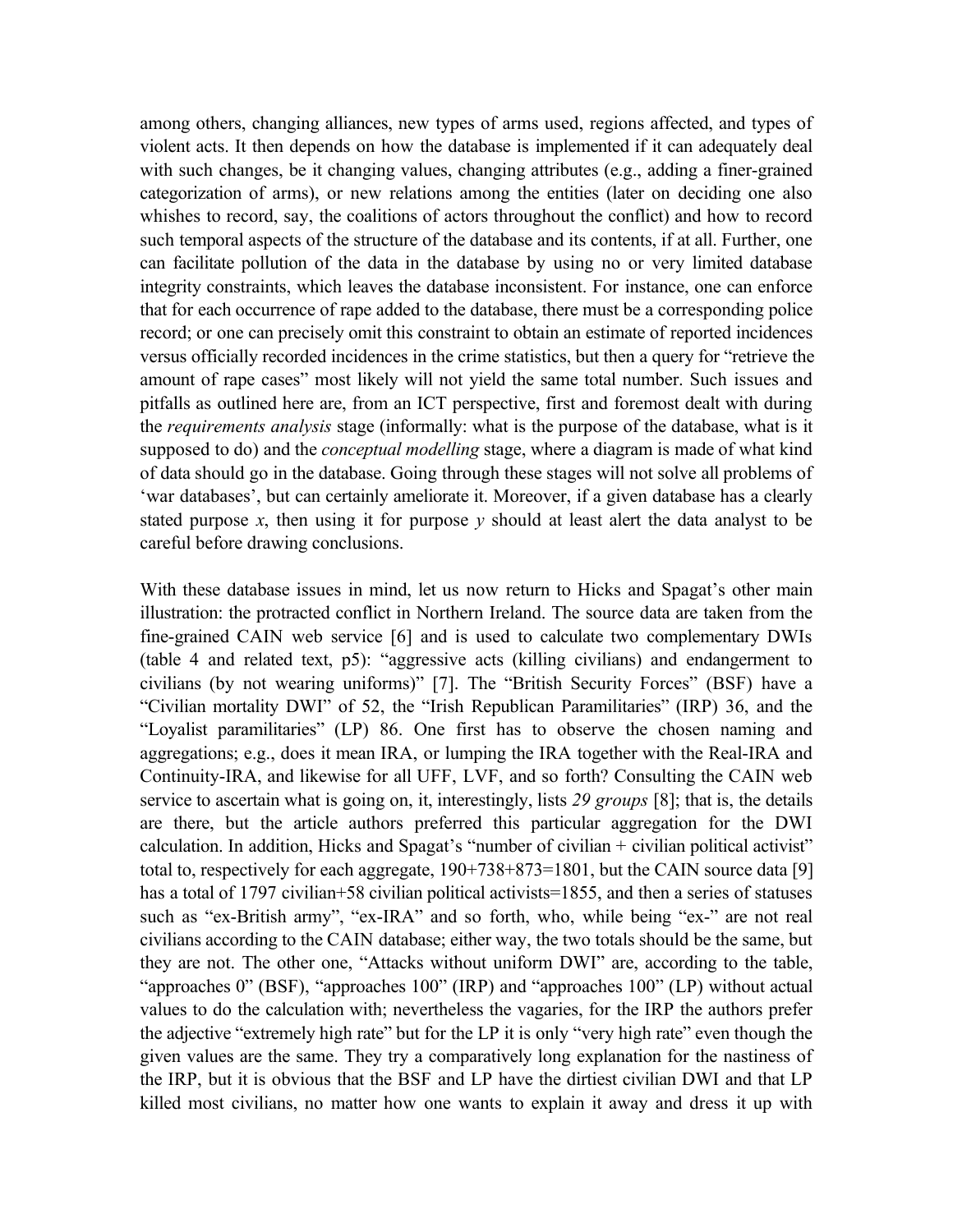among others, changing alliances, new types of arms used, regions affected, and types of violent acts. It then depends on how the database is implemented if it can adequately deal with such changes, be it changing values, changing attributes (e.g., adding a finer-grained categorization of arms), or new relations among the entities (later on deciding one also whishes to record, say, the coalitions of actors throughout the conflict) and how to record such temporal aspects of the structure of the database and its contents, if at all. Further, one can facilitate pollution of the data in the database by using no or very limited database integrity constraints, which leaves the database inconsistent. For instance, one can enforce that for each occurrence of rape added to the database, there must be a corresponding police record; or one can precisely omit this constraint to obtain an estimate of reported incidences versus officially recorded incidences in the crime statistics, but then a query for "retrieve the amount of rape cases" most likely will not yield the same total number. Such issues and pitfalls as outlined here are, from an ICT perspective, first and foremost dealt with during the *requirements analysis* stage (informally: what is the purpose of the database, what is it supposed to do) and the *conceptual modelling* stage, where a diagram is made of what kind of data should go in the database. Going through these stages will not solve all problems of 'war databases', but can certainly ameliorate it. Moreover, if a given database has a clearly stated purpose *x*, then using it for purpose *y* should at least alert the data analyst to be careful before drawing conclusions.

With these database issues in mind, let us now return to Hicks and Spagat's other main illustration: the protracted conflict in Northern Ireland. The source data are taken from the fine-grained CAIN web service [6] and is used to calculate two complementary DWIs (table 4 and related text, p5): "aggressive acts (killing civilians) and endangerment to civilians (by not wearing uniforms)" [7]. The "British Security Forces" (BSF) have a "Civilian mortality DWI" of 52, the "Irish Republican Paramilitaries" (IRP) 36, and the "Loyalist paramilitaries" (LP) 86. One first has to observe the chosen naming and aggregations; e.g., does it mean IRA, or lumping the IRA together with the Real-IRA and Continuity-IRA, and likewise for all UFF, LVF, and so forth? Consulting the CAIN web service to ascertain what is going on, it, interestingly, lists *29 groups* [8]; that is, the details are there, but the article authors preferred this particular aggregation for the DWI calculation. In addition, Hicks and Spagat's "number of civilian + civilian political activist" total to, respectively for each aggregate, 190+738+873=1801, but the CAIN source data [9] has a total of 1797 civilian+58 civilian political activists=1855, and then a series of statuses such as "ex-British army", "ex-IRA" and so forth, who, while being "ex-" are not real civilians according to the CAIN database; either way, the two totals should be the same, but they are not. The other one, "Attacks without uniform DWI" are, according to the table, "approaches 0" (BSF), "approaches 100" (IRP) and "approaches 100" (LP) without actual values to do the calculation with; nevertheless the vagaries, for the IRP the authors prefer the adjective "extremely high rate" but for the LP it is only "very high rate" even though the given values are the same. They try a comparatively long explanation for the nastiness of the IRP, but it is obvious that the BSF and LP have the dirtiest civilian DWI and that LP killed most civilians, no matter how one wants to explain it away and dress it up with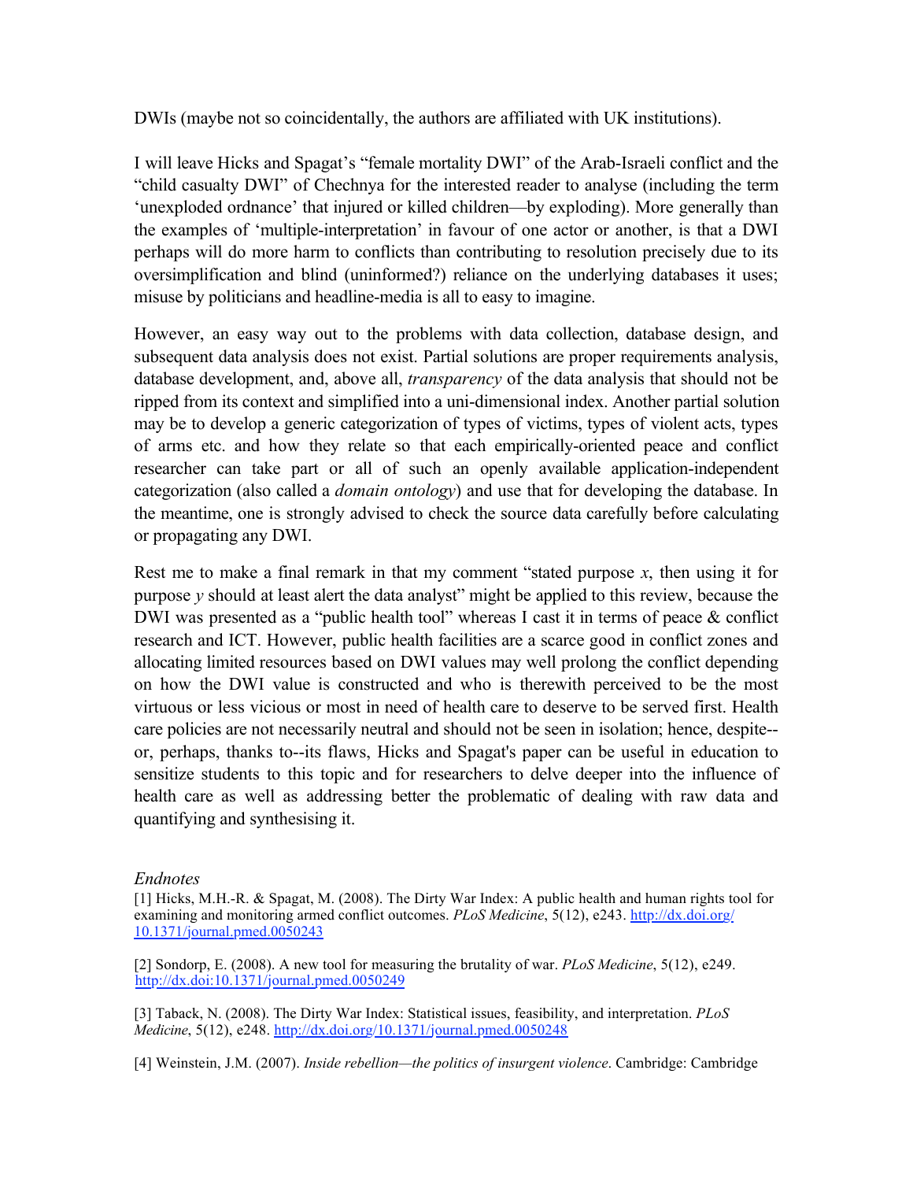DWIs (maybe not so coincidentally, the authors are affiliated with UK institutions).

I will leave Hicks and Spagat's "female mortality DWI" of the Arab-Israeli conflict and the "child casualty DWI" of Chechnya for the interested reader to analyse (including the term 'unexploded ordnance' that injured or killed children—by exploding). More generally than the examples of 'multiple-interpretation' in favour of one actor or another, is that a DWI perhaps will do more harm to conflicts than contributing to resolution precisely due to its oversimplification and blind (uninformed?) reliance on the underlying databases it uses; misuse by politicians and headline-media is all to easy to imagine.

However, an easy way out to the problems with data collection, database design, and subsequent data analysis does not exist. Partial solutions are proper requirements analysis, database development, and, above all, *transparency* of the data analysis that should not be ripped from its context and simplified into a uni-dimensional index. Another partial solution may be to develop a generic categorization of types of victims, types of violent acts, types of arms etc. and how they relate so that each empirically-oriented peace and conflict researcher can take part or all of such an openly available application-independent categorization (also called a *domain ontology*) and use that for developing the database. In the meantime, one is strongly advised to check the source data carefully before calculating or propagating any DWI.

Rest me to make a final remark in that my comment "stated purpose *x*, then using it for purpose *y* should at least alert the data analyst" might be applied to this review, because the DWI was presented as a "public health tool" whereas I cast it in terms of peace & conflict research and ICT. However, public health facilities are a scarce good in conflict zones and allocating limited resources based on DWI values may well prolong the conflict depending on how the DWI value is constructed and who is therewith perceived to be the most virtuous or less vicious or most in need of health care to deserve to be served first. Health care policies are not necessarily neutral and should not be seen in isolation; hence, despite--or, perhaps, thanks to--its flaws, Hicks and Spagat's paper can be useful in education to sensitize students to this topic and for researchers to delve deeper into the influence of health care as well as addressing better the problematic of dealing with raw data and quantifying and synthesising it.

*Endnotes*

[1] Hicks, M.H.-R. & Spagat, M. (2008). The Dirty War Index: A public health and human rights tool for examining and monitoring armed conflict outcomes. *PLoS Medicine*, 5(12), e243. http://dx.doi.org/10.1371/journal.pmed.0050243

[2] Sondorp, E. (2008). A new tool for measuring the brutality of war. *PLoS Medicine*, 5(12), e249. http://dx.doi:10.1371/journal.pmed.0050249

[3] Taback, N. (2008). The Dirty War Index: Statistical issues, feasibility, and interpretation. *PLoS Medicine*, 5(12), e248. http://dx.doi.org/10.1371/journal.pmed.0050248

[4] Weinstein, J.M. (2007). *Inside rebellion—the politics of insurgent violence*. Cambridge: Cambridge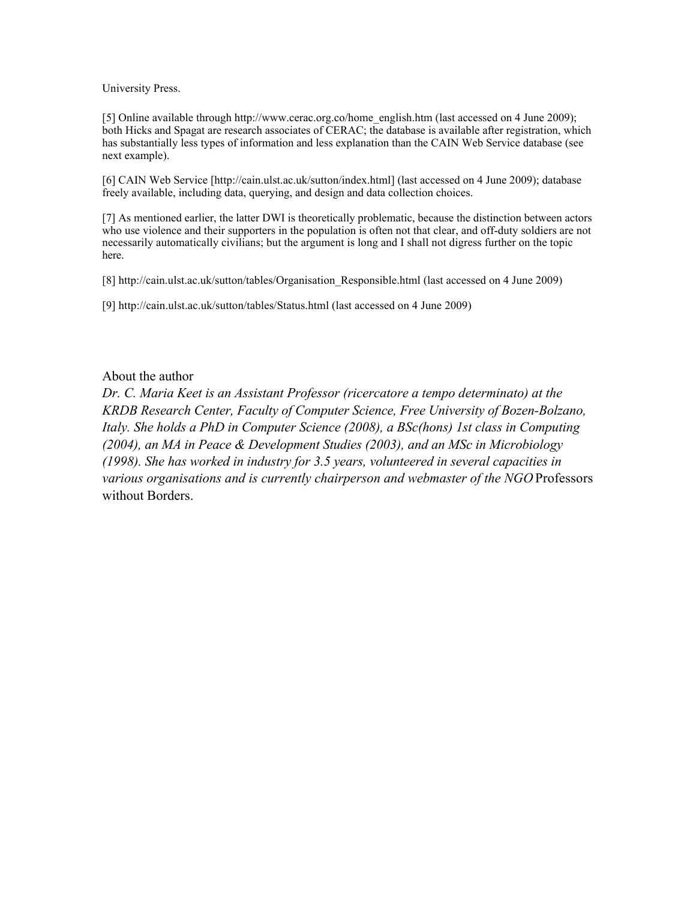University Press.

[5] Online available through http://www.cerac.org.co/home_english.htm (last accessed on 4 June 2009); both Hicks and Spagat are research associates of CERAC; the database is available after registration, which has substantially less types of information and less explanation than the CAIN Web Service database (see next example).

[6] CAIN Web Service [http://cain.ulst.ac.uk/sutton/index.html] (last accessed on 4 June 2009); database freely available, including data, querying, and design and data collection choices.

[7] As mentioned earlier, the latter DWI is theoretically problematic, because the distinction between actors who use violence and their supporters in the population is often not that clear, and off-duty soldiers are not necessarily automatically civilians; but the argument is long and I shall not digress further on the topic here.

[8] http://cain.ulst.ac.uk/sutton/tables/Organisation_Responsible.html (last accessed on 4 June 2009)

[9] http://cain.ulst.ac.uk/sutton/tables/Status.html (last accessed on 4 June 2009)

About the author

*Dr. C. Maria Keet is an Assistant Professor (ricercatore a tempo determinato) at the KRDB Research Center, Faculty of Computer Science, Free University of Bozen-Bolzano, Italy. She holds a PhD in Computer Science (2008), a BSc(hons) 1st class in Computing (2004), an MA in Peace & Development Studies (2003), and an MSc in Microbiology (1998). She has worked in industry for 3.5 years, volunteered in several capacities in various organisations and is currently chairperson and webmaster of the NGO* Professors without Borders.